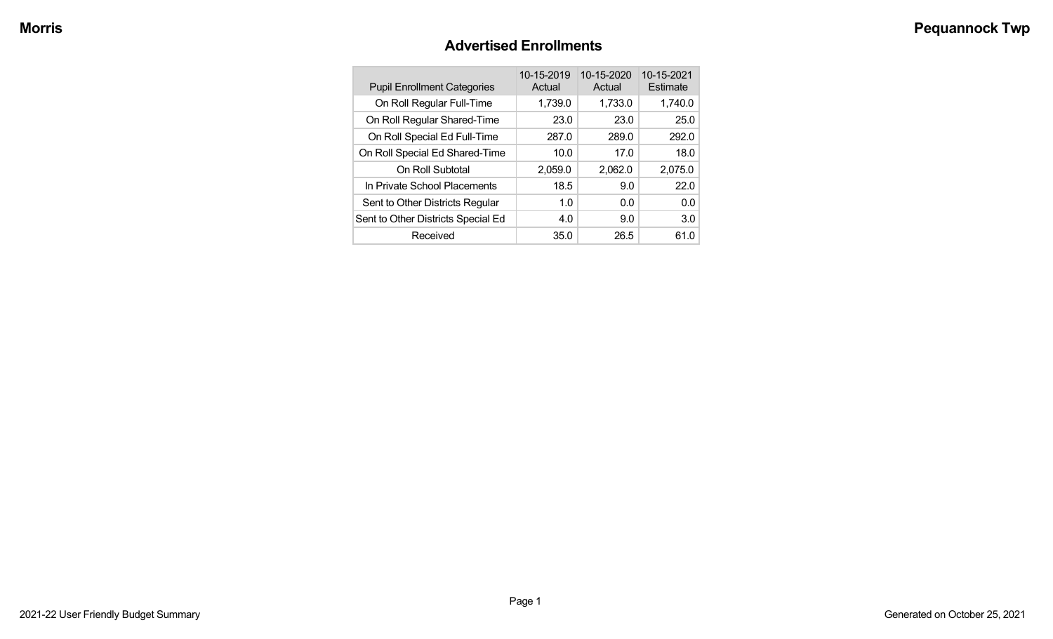## Advertised Enrollments

| Pupil Enrollment Categories | 10-15-2019 Actual | 10-15-2020 Actual | 10-15-2021 Estimate |
|---|---|---|---|
| On Roll Regular Full-Time | 1,739.0 | 1,733.0 | 1,740.0 |
| On Roll Regular Shared-Time | 23.0 | 23.0 | 25.0 |
| On Roll Special Ed Full-Time | 287.0 | 289.0 | 292.0 |
| On Roll Special Ed Shared-Time | 10.0 | 17.0 | 18.0 |
| On Roll Subtotal | 2,059.0 | 2,062.0 | 2,075.0 |
| In Private School Placements | 18.5 | 9.0 | 22.0 |
| Sent to Other Districts Regular | 1.0 | 0.0 | 0.0 |
| Sent to Other Districts Special Ed | 4.0 | 9.0 | 3.0 |
| Received | 35.0 | 26.5 | 61.0 |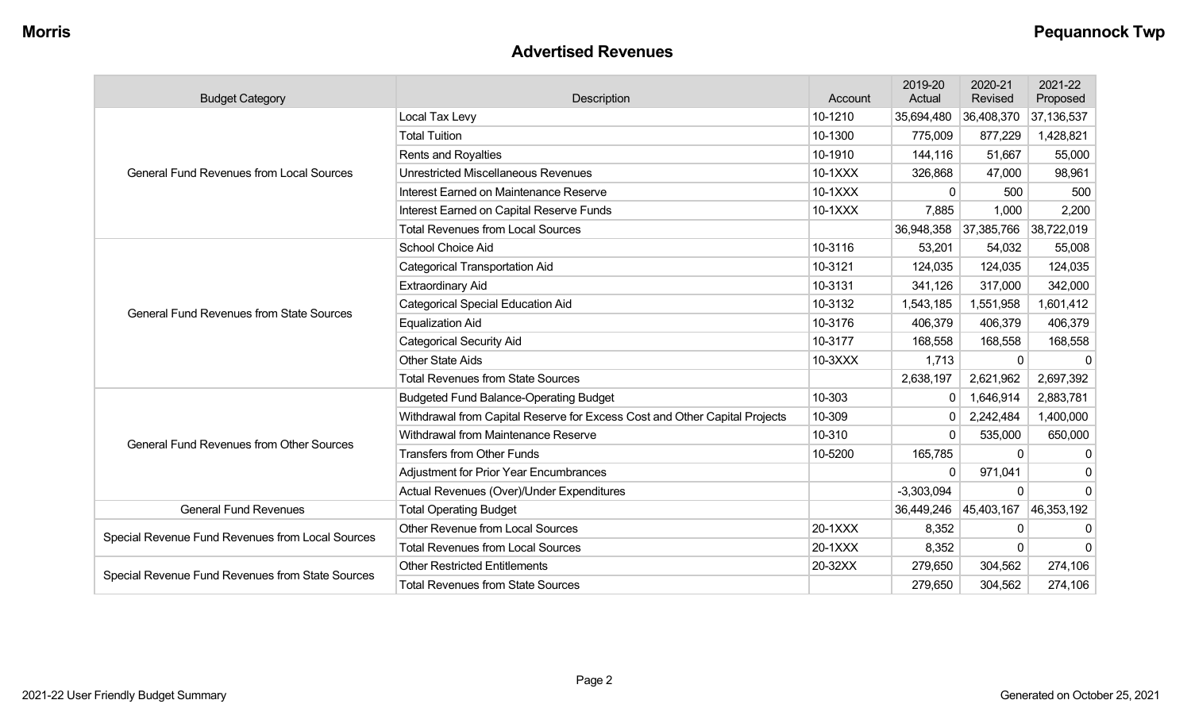## Advertised Revenues

| Budget Category | Description | Account | 2019-20 Actual | 2020-21 Revised | 2021-22 Proposed |
|---|---|---|---|---|---|
| General Fund Revenues from Local Sources | Local Tax Levy | 10-1210 | 35,694,480 | 36,408,370 | 37,136,537 |
| | Total Tuition | 10-1300 | 775,009 | 877,229 | 1,428,821 |
| | Rents and Royalties | 10-1910 | 144,116 | 51,667 | 55,000 |
| | Unrestricted Miscellaneous Revenues | 10-1XXX | 326,868 | 47,000 | 98,961 |
| | Interest Earned on Maintenance Reserve | 10-1XXX | 0 | 500 | 500 |
| | Interest Earned on Capital Reserve Funds | 10-1XXX | 7,885 | 1,000 | 2,200 |
| | Total Revenues from Local Sources | | 36,948,358 | 37,385,766 | 38,722,019 |
| General Fund Revenues from State Sources | School Choice Aid | 10-3116 | 53,201 | 54,032 | 55,008 |
| | Categorical Transportation Aid | 10-3121 | 124,035 | 124,035 | 124,035 |
| | Extraordinary Aid | 10-3131 | 341,126 | 317,000 | 342,000 |
| | Categorical Special Education Aid | 10-3132 | 1,543,185 | 1,551,958 | 1,601,412 |
| | Equalization Aid | 10-3176 | 406,379 | 406,379 | 406,379 |
| | Categorical Security Aid | 10-3177 | 168,558 | 168,558 | 168,558 |
| | Other State Aids | 10-3XXX | 1,713 | 0 | 0 |
| | Total Revenues from State Sources | | 2,638,197 | 2,621,962 | 2,697,392 |
| General Fund Revenues from Other Sources | Budgeted Fund Balance-Operating Budget | 10-303 | 0 | 1,646,914 | 2,883,781 |
| | Withdrawal from Capital Reserve for Excess Cost and Other Capital Projects | 10-309 | 0 | 2,242,484 | 1,400,000 |
| | Withdrawal from Maintenance Reserve | 10-310 | 0 | 535,000 | 650,000 |
| | Transfers from Other Funds | 10-5200 | 165,785 | 0 | 0 |
| | Adjustment for Prior Year Encumbrances | | 0 | 971,041 | 0 |
| | Actual Revenues (Over)/Under Expenditures | | -3,303,094 | 0 | 0 |
| General Fund Revenues | Total Operating Budget | | 36,449,246 | 45,403,167 | 46,353,192 |
| Special Revenue Fund Revenues from Local Sources | Other Revenue from Local Sources | 20-1XXX | 8,352 | 0 | 0 |
| | Total Revenues from Local Sources | 20-1XXX | 8,352 | 0 | 0 |
| Special Revenue Fund Revenues from State Sources | Other Restricted Entitlements | 20-32XX | 279,650 | 304,562 | 274,106 |
| | Total Revenues from State Sources | | 279,650 | 304,562 | 274,106 |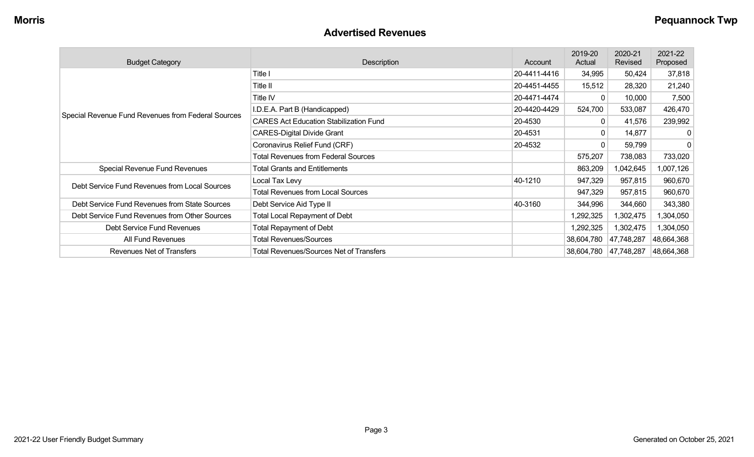## Advertised Revenues

| Budget Category | Description | Account | 2019-20 Actual | 2020-21 Revised | 2021-22 Proposed |
|---|---|---|---|---|---|
| Special Revenue Fund Revenues from Federal Sources | Title I | 20-4411-4416 | 34,995 | 50,424 | 37,818 |
| | Title II | 20-4451-4455 | 15,512 | 28,320 | 21,240 |
| | Title IV | 20-4471-4474 | 0 | 10,000 | 7,500 |
| | I.D.E.A. Part B (Handicapped) | 20-4420-4429 | 524,700 | 533,087 | 426,470 |
| | CARES Act Education Stabilization Fund | 20-4530 | 0 | 41,576 | 239,992 |
| | CARES-Digital Divide Grant | 20-4531 | 0 | 14,877 | 0 |
| | Coronavirus Relief Fund (CRF) | 20-4532 | 0 | 59,799 | 0 |
| | Total Revenues from Federal Sources | | 575,207 | 738,083 | 733,020 |
| Special Revenue Fund Revenues | Total Grants and Entitlements | | 863,209 | 1,042,645 | 1,007,126 |
| Debt Service Fund Revenues from Local Sources | Local Tax Levy | 40-1210 | 947,329 | 957,815 | 960,670 |
| | Total Revenues from Local Sources | | 947,329 | 957,815 | 960,670 |
| Debt Service Fund Revenues from State Sources | Debt Service Aid Type II | 40-3160 | 344,996 | 344,660 | 343,380 |
| Debt Service Fund Revenues from Other Sources | Total Local Repayment of Debt | | 1,292,325 | 1,302,475 | 1,304,050 |
| Debt Service Fund Revenues | Total Repayment of Debt | | 1,292,325 | 1,302,475 | 1,304,050 |
| All Fund Revenues | Total Revenues/Sources | | 38,604,780 | 47,748,287 | 48,664,368 |
| Revenues Net of Transfers | Total Revenues/Sources Net of Transfers | | 38,604,780 | 47,748,287 | 48,664,368 |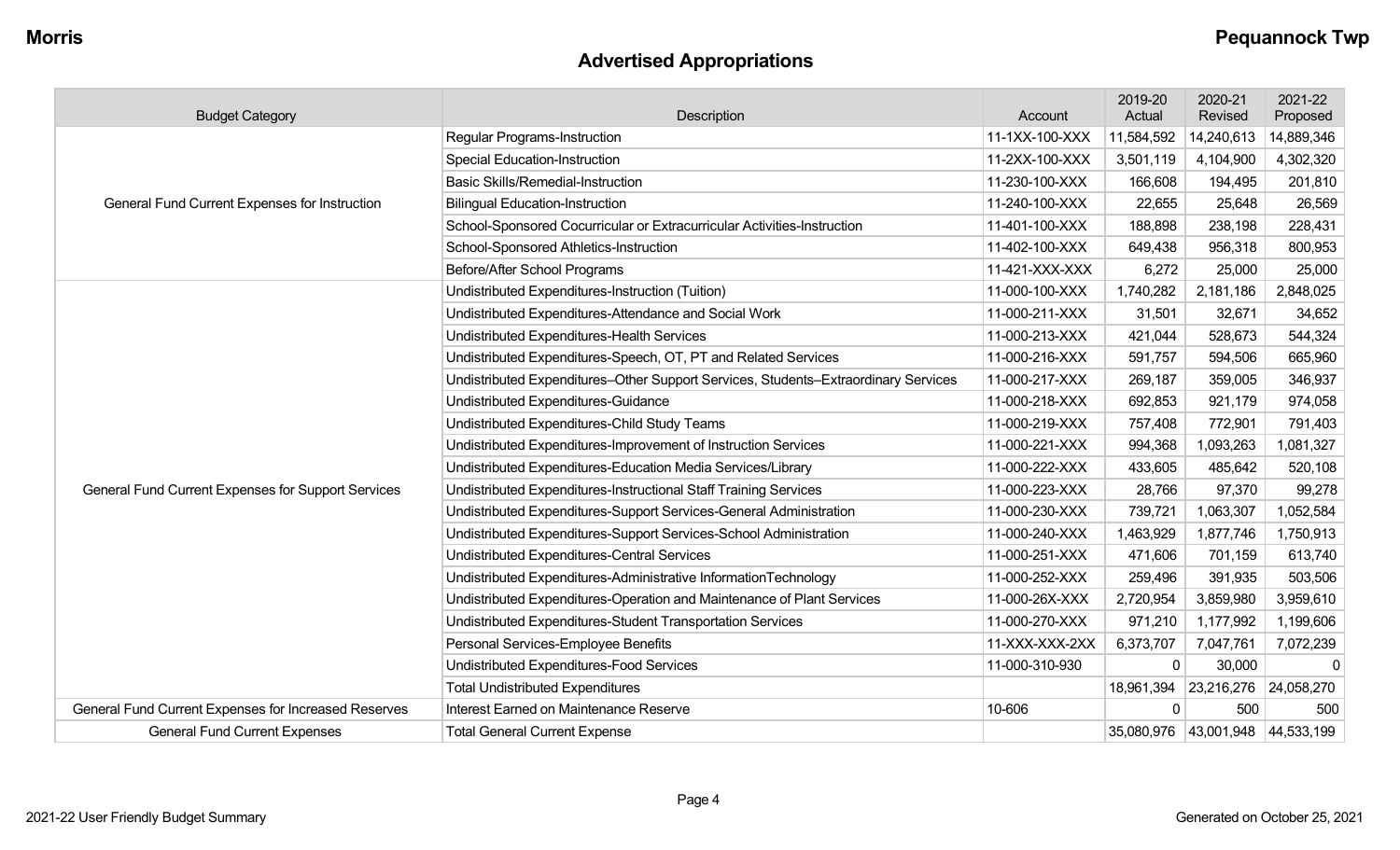## Advertised Appropriations

| Budget Category | Description | Account | 2019-20 Actual | 2020-21 Revised | 2021-22 Proposed |
|---|---|---|---|---|---|
| General Fund Current Expenses for Instruction | Regular Programs-Instruction | 11-1XX-100-XXX | 11,584,592 | 14,240,613 | 14,889,346 |
| | Special Education-Instruction | 11-2XX-100-XXX | 3,501,119 | 4,104,900 | 4,302,320 |
| | Basic Skills/Remedial-Instruction | 11-230-100-XXX | 166,608 | 194,495 | 201,810 |
| | Bilingual Education-Instruction | 11-240-100-XXX | 22,655 | 25,648 | 26,569 |
| | School-Sponsored Cocurricular or Extracurricular Activities-Instruction | 11-401-100-XXX | 188,898 | 238,198 | 228,431 |
| | School-Sponsored Athletics-Instruction | 11-402-100-XXX | 649,438 | 956,318 | 800,953 |
| | Before/After School Programs | 11-421-XXX-XXX | 6,272 | 25,000 | 25,000 |
| General Fund Current Expenses for Support Services | Undistributed Expenditures-Instruction (Tuition) | 11-000-100-XXX | 1,740,282 | 2,181,186 | 2,848,025 |
| | Undistributed Expenditures-Attendance and Social Work | 11-000-211-XXX | 31,501 | 32,671 | 34,652 |
| | Undistributed Expenditures-Health Services | 11-000-213-XXX | 421,044 | 528,673 | 544,324 |
| | Undistributed Expenditures-Speech, OT, PT and Related Services | 11-000-216-XXX | 591,757 | 594,506 | 665,960 |
| | Undistributed Expenditures–Other Support Services, Students–Extraordinary Services | 11-000-217-XXX | 269,187 | 359,005 | 346,937 |
| | Undistributed Expenditures-Guidance | 11-000-218-XXX | 692,853 | 921,179 | 974,058 |
| | Undistributed Expenditures-Child Study Teams | 11-000-219-XXX | 757,408 | 772,901 | 791,403 |
| | Undistributed Expenditures-Improvement of Instruction Services | 11-000-221-XXX | 994,368 | 1,093,263 | 1,081,327 |
| | Undistributed Expenditures-Education Media Services/Library | 11-000-222-XXX | 433,605 | 485,642 | 520,108 |
| | Undistributed Expenditures-Instructional Staff Training Services | 11-000-223-XXX | 28,766 | 97,370 | 99,278 |
| | Undistributed Expenditures-Support Services-General Administration | 11-000-230-XXX | 739,721 | 1,063,307 | 1,052,584 |
| | Undistributed Expenditures-Support Services-School Administration | 11-000-240-XXX | 1,463,929 | 1,877,746 | 1,750,913 |
| | Undistributed Expenditures-Central Services | 11-000-251-XXX | 471,606 | 701,159 | 613,740 |
| | Undistributed Expenditures-Administrative InformationTechnology | 11-000-252-XXX | 259,496 | 391,935 | 503,506 |
| | Undistributed Expenditures-Operation and Maintenance of Plant Services | 11-000-26X-XXX | 2,720,954 | 3,859,980 | 3,959,610 |
| | Undistributed Expenditures-Student Transportation Services | 11-000-270-XXX | 971,210 | 1,177,992 | 1,199,606 |
| | Personal Services-Employee Benefits | 11-XXX-XXX-2XX | 6,373,707 | 7,047,761 | 7,072,239 |
| | Undistributed Expenditures-Food Services | 11-000-310-930 | 0 | 30,000 | 0 |
| | Total Undistributed Expenditures | | 18,961,394 | 23,216,276 | 24,058,270 |
| General Fund Current Expenses for Increased Reserves | Interest Earned on Maintenance Reserve | 10-606 | 0 | 500 | 500 |
| General Fund Current Expenses | Total General Current Expense | | 35,080,976 | 43,001,948 | 44,533,199 |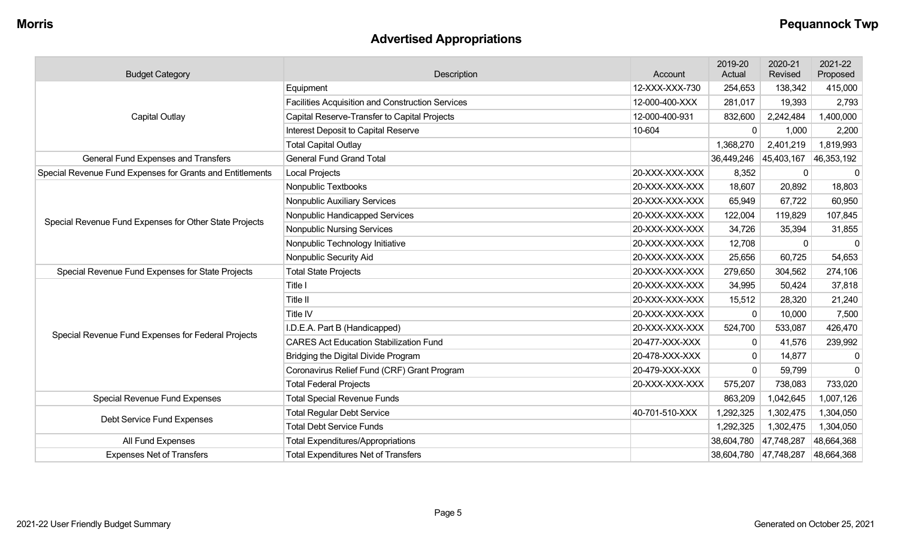## Advertised Appropriations

| Budget Category | Description | Account | 2019-20 Actual | 2020-21 Revised | 2021-22 Proposed |
|---|---|---|---|---|---|
| Capital Outlay | Equipment | 12-XXX-XXX-730 | 254,653 | 138,342 | 415,000 |
| | Facilities Acquisition and Construction Services | 12-000-400-XXX | 281,017 | 19,393 | 2,793 |
| | Capital Reserve-Transfer to Capital Projects | 12-000-400-931 | 832,600 | 2,242,484 | 1,400,000 |
| | Interest Deposit to Capital Reserve | 10-604 | 0 | 1,000 | 2,200 |
| | Total Capital Outlay | | 1,368,270 | 2,401,219 | 1,819,993 |
| General Fund Expenses and Transfers | General Fund Grand Total | | 36,449,246 | 45,403,167 | 46,353,192 |
| Special Revenue Fund Expenses for Grants and Entitlements | Local Projects | 20-XXX-XXX-XXX | 8,352 | 0 | 0 |
| Special Revenue Fund Expenses for Other State Projects | Nonpublic Textbooks | 20-XXX-XXX-XXX | 18,607 | 20,892 | 18,803 |
| | Nonpublic Auxiliary Services | 20-XXX-XXX-XXX | 65,949 | 67,722 | 60,950 |
| | Nonpublic Handicapped Services | 20-XXX-XXX-XXX | 122,004 | 119,829 | 107,845 |
| | Nonpublic Nursing Services | 20-XXX-XXX-XXX | 34,726 | 35,394 | 31,855 |
| | Nonpublic Technology Initiative | 20-XXX-XXX-XXX | 12,708 | 0 | 0 |
| | Nonpublic Security Aid | 20-XXX-XXX-XXX | 25,656 | 60,725 | 54,653 |
| Special Revenue Fund Expenses for State Projects | Total State Projects | 20-XXX-XXX-XXX | 279,650 | 304,562 | 274,106 |
| Special Revenue Fund Expenses for Federal Projects | Title I | 20-XXX-XXX-XXX | 34,995 | 50,424 | 37,818 |
| | Title II | 20-XXX-XXX-XXX | 15,512 | 28,320 | 21,240 |
| | Title IV | 20-XXX-XXX-XXX | 0 | 10,000 | 7,500 |
| | I.D.E.A. Part B (Handicapped) | 20-XXX-XXX-XXX | 524,700 | 533,087 | 426,470 |
| | CARES Act Education Stabilization Fund | 20-477-XXX-XXX | 0 | 41,576 | 239,992 |
| | Bridging the Digital Divide Program | 20-478-XXX-XXX | 0 | 14,877 | 0 |
| | Coronavirus Relief Fund (CRF) Grant Program | 20-479-XXX-XXX | 0 | 59,799 | 0 |
| | Total Federal Projects | 20-XXX-XXX-XXX | 575,207 | 738,083 | 733,020 |
| Special Revenue Fund Expenses | Total Special Revenue Funds | | 863,209 | 1,042,645 | 1,007,126 |
| Debt Service Fund Expenses | Total Regular Debt Service | 40-701-510-XXX | 1,292,325 | 1,302,475 | 1,304,050 |
| | Total Debt Service Funds | | 1,292,325 | 1,302,475 | 1,304,050 |
| All Fund Expenses | Total Expenditures/Appropriations | | 38,604,780 | 47,748,287 | 48,664,368 |
| Expenses Net of Transfers | Total Expenditures Net of Transfers | | 38,604,780 | 47,748,287 | 48,664,368 |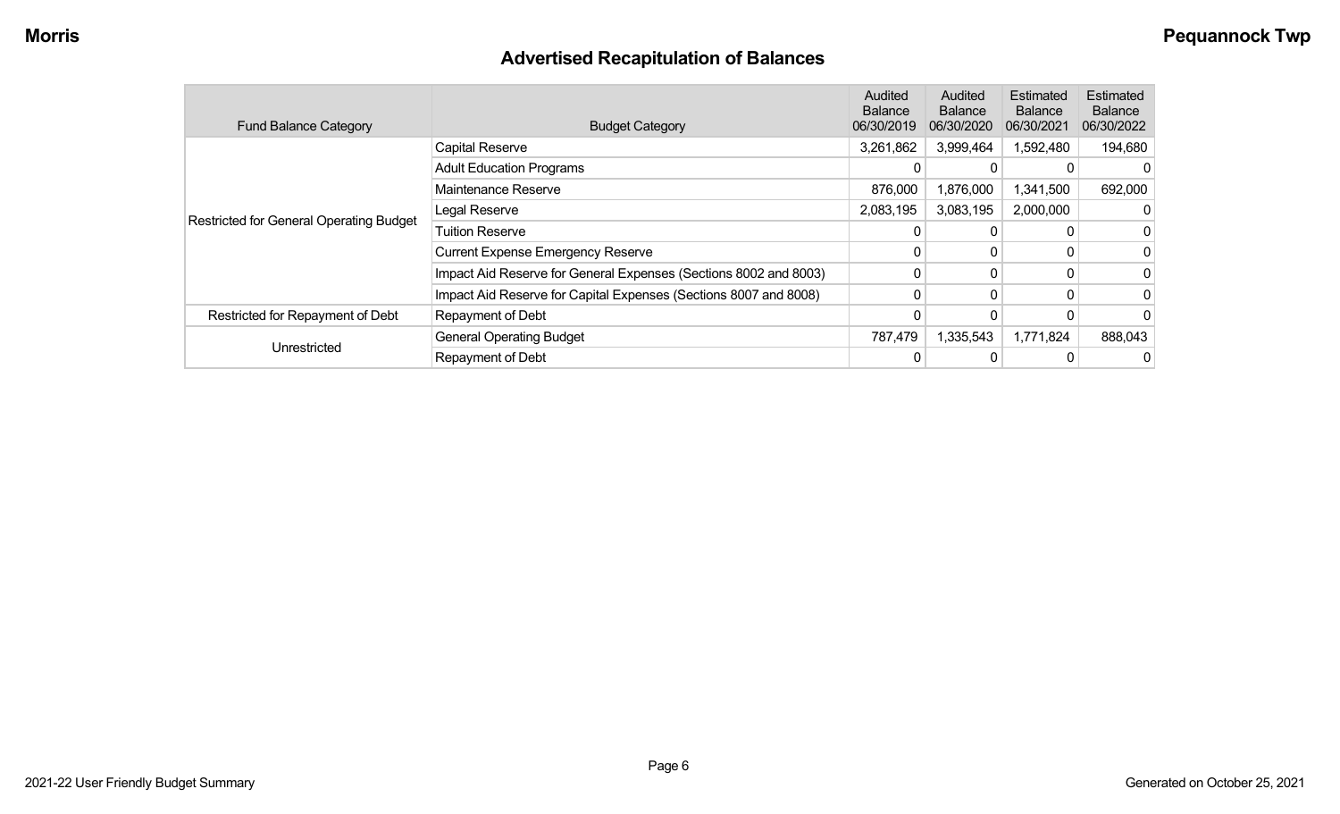## Advertised Recapitulation of Balances

| Fund Balance Category | Budget Category | Audited Balance 06/30/2019 | Audited Balance 06/30/2020 | Estimated Balance 06/30/2021 | Estimated Balance 06/30/2022 |
|---|---|---|---|---|---|
| Restricted for General Operating Budget | Capital Reserve | 3,261,862 | 3,999,464 | 1,592,480 | 194,680 |
| | Adult Education Programs | 0 | 0 | 0 | 0 |
| | Maintenance Reserve | 876,000 | 1,876,000 | 1,341,500 | 692,000 |
| | Legal Reserve | 2,083,195 | 3,083,195 | 2,000,000 | 0 |
| | Tuition Reserve | 0 | 0 | 0 | 0 |
| | Current Expense Emergency Reserve | 0 | 0 | 0 | 0 |
| | Impact Aid Reserve for General Expenses (Sections 8002 and 8003) | 0 | 0 | 0 | 0 |
| | Impact Aid Reserve for Capital Expenses (Sections 8007 and 8008) | 0 | 0 | 0 | 0 |
| Restricted for Repayment of Debt | Repayment of Debt | 0 | 0 | 0 | 0 |
| Unrestricted | General Operating Budget | 787,479 | 1,335,543 | 1,771,824 | 888,043 |
| | Repayment of Debt | 0 | 0 | 0 | 0 |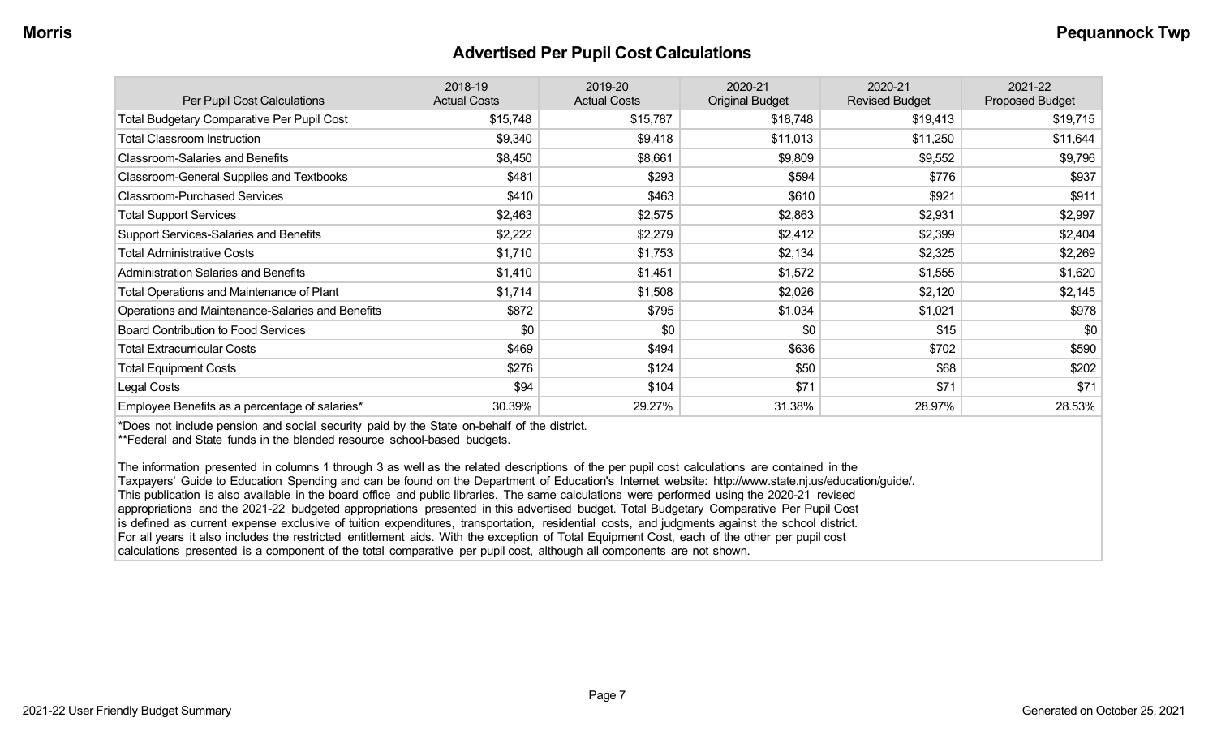## Advertised Per Pupil Cost Calculations

| Per Pupil Cost Calculations | 2018-19 Actual Costs | 2019-20 Actual Costs | 2020-21 Original Budget | 2020-21 Revised Budget | 2021-22 Proposed Budget |
|---|---|---|---|---|---|
| Total Budgetary Comparative Per Pupil Cost | $15,748 | $15,787 | $18,748 | $19,413 | $19,715 |
| Total Classroom Instruction | $9,340 | $9,418 | $11,013 | $11,250 | $11,644 |
| Classroom-Salaries and Benefits | $8,450 | $8,661 | $9,809 | $9,552 | $9,796 |
| Classroom-General Supplies and Textbooks | $481 | $293 | $594 | $776 | $937 |
| Classroom-Purchased Services | $410 | $463 | $610 | $921 | $911 |
| Total Support Services | $2,463 | $2,575 | $2,863 | $2,931 | $2,997 |
| Support Services-Salaries and Benefits | $2,222 | $2,279 | $2,412 | $2,399 | $2,404 |
| Total Administrative Costs | $1,710 | $1,753 | $2,134 | $2,325 | $2,269 |
| Administration Salaries and Benefits | $1,410 | $1,451 | $1,572 | $1,555 | $1,620 |
| Total Operations and Maintenance of Plant | $1,714 | $1,508 | $2,026 | $2,120 | $2,145 |
| Operations and Maintenance-Salaries and Benefits | $872 | $795 | $1,034 | $1,021 | $978 |
| Board Contribution to Food Services | $0 | $0 | $0 | $15 | $0 |
| Total Extracurricular Costs | $469 | $494 | $636 | $702 | $590 |
| Total Equipment Costs | $276 | $124 | $50 | $68 | $202 |
| Legal Costs | $94 | $104 | $71 | $71 | $71 |
| Employee Benefits as a percentage of salaries* | 30.39% | 29.27% | 31.38% | 28.97% | 28.53% |

*Does not include pension and social security paid by the State on-behalf of the district.
**Federal and State funds in the blended resource school-based budgets.

The information presented in columns 1 through 3 as well as the related descriptions of the per pupil cost calculations are contained in the Taxpayers' Guide to Education Spending and can be found on the Department of Education's Internet website: http://www.state.nj.us/education/guide/. This publication is also available in the board office and public libraries. The same calculations were performed using the 2020-21 revised appropriations and the 2021-22 budgeted appropriations presented in this advertised budget. Total Budgetary Comparative Per Pupil Cost is defined as current expense exclusive of tuition expenditures, transportation, residential costs, and judgments against the school district. For all years it also includes the restricted entitlement aids. With the exception of Total Equipment Cost, each of the other per pupil cost calculations presented is a component of the total comparative per pupil cost, although all components are not shown.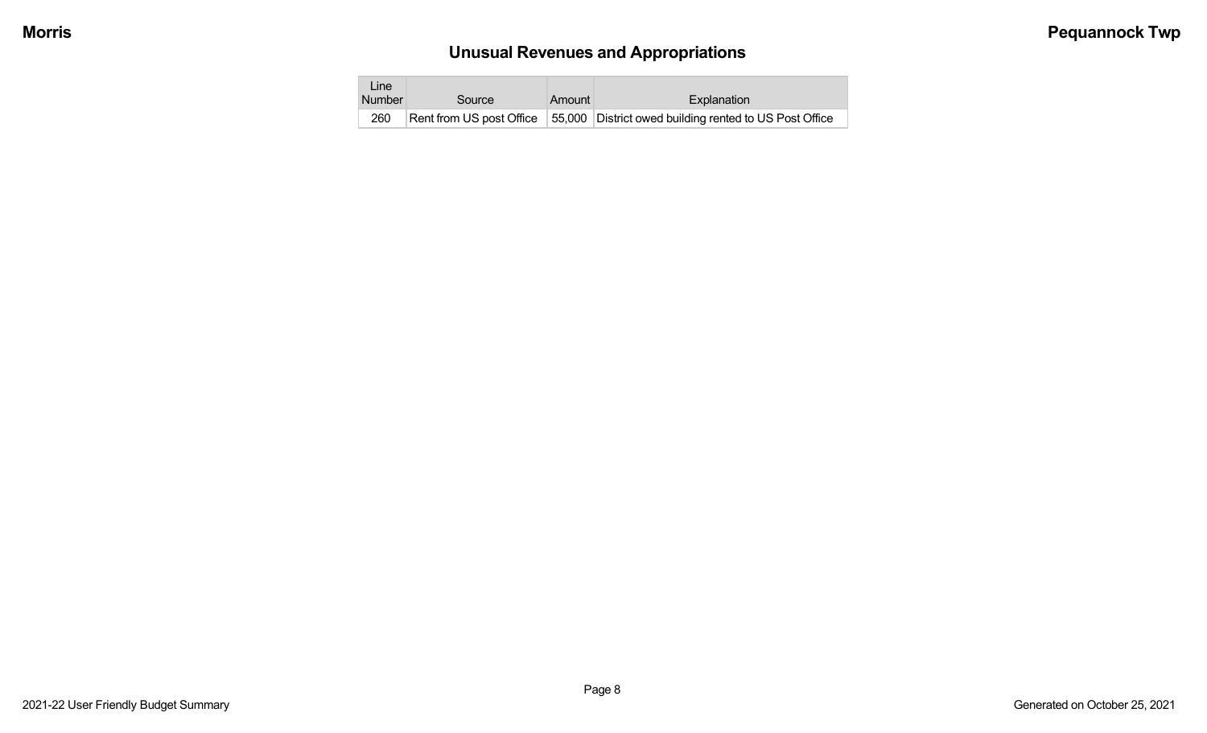## Unusual Revenues and Appropriations

| Line Number | Source | Amount | Explanation |
|---|---|---|---|
| 260 | Rent from US post Office | 55,000 | District owed building rented to US Post Office |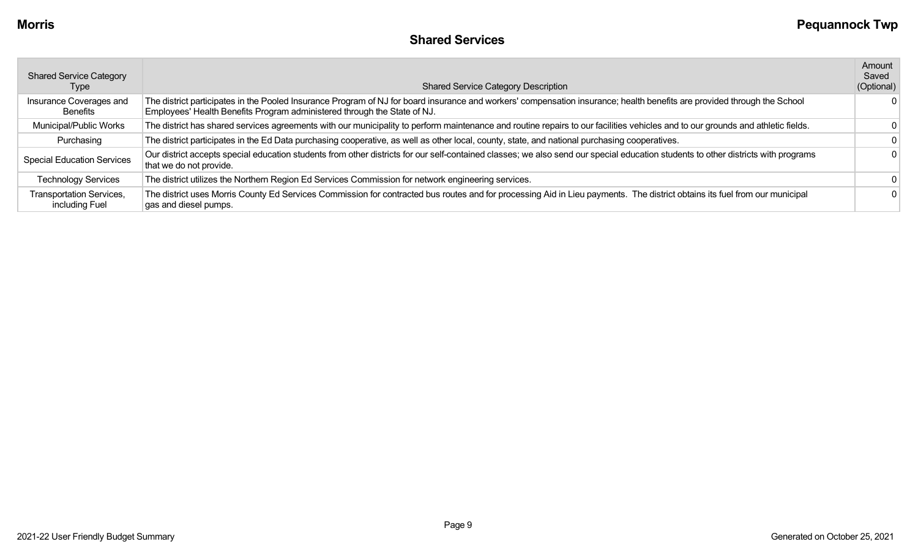## Shared Services

| Shared Service Category Type | Shared Service Category Description | Amount Saved (Optional) |
|---|---|---|
| Insurance Coverages and Benefits | The district participates in the Pooled Insurance Program of NJ for board insurance and workers' compensation insurance; health benefits are provided through the School Employees' Health Benefits Program administered through the State of NJ. | 0 |
| Municipal/Public Works | The district has shared services agreements with our municipality to perform maintenance and routine repairs to our facilities vehicles and to our grounds and athletic fields. | 0 |
| Purchasing | The district participates in the Ed Data purchasing cooperative, as well as other local, county, state, and national purchasing cooperatives. | 0 |
| Special Education Services | Our district accepts special education students from other districts for our self-contained classes; we also send our special education students to other districts with programs that we do not provide. | 0 |
| Technology Services | The district utilizes the Northern Region Ed Services Commission for network engineering services. | 0 |
| Transportation Services, including Fuel | The district uses Morris County Ed Services Commission for contracted bus routes and for processing Aid in Lieu payments. The district obtains its fuel from our municipal gas and diesel pumps. | 0 |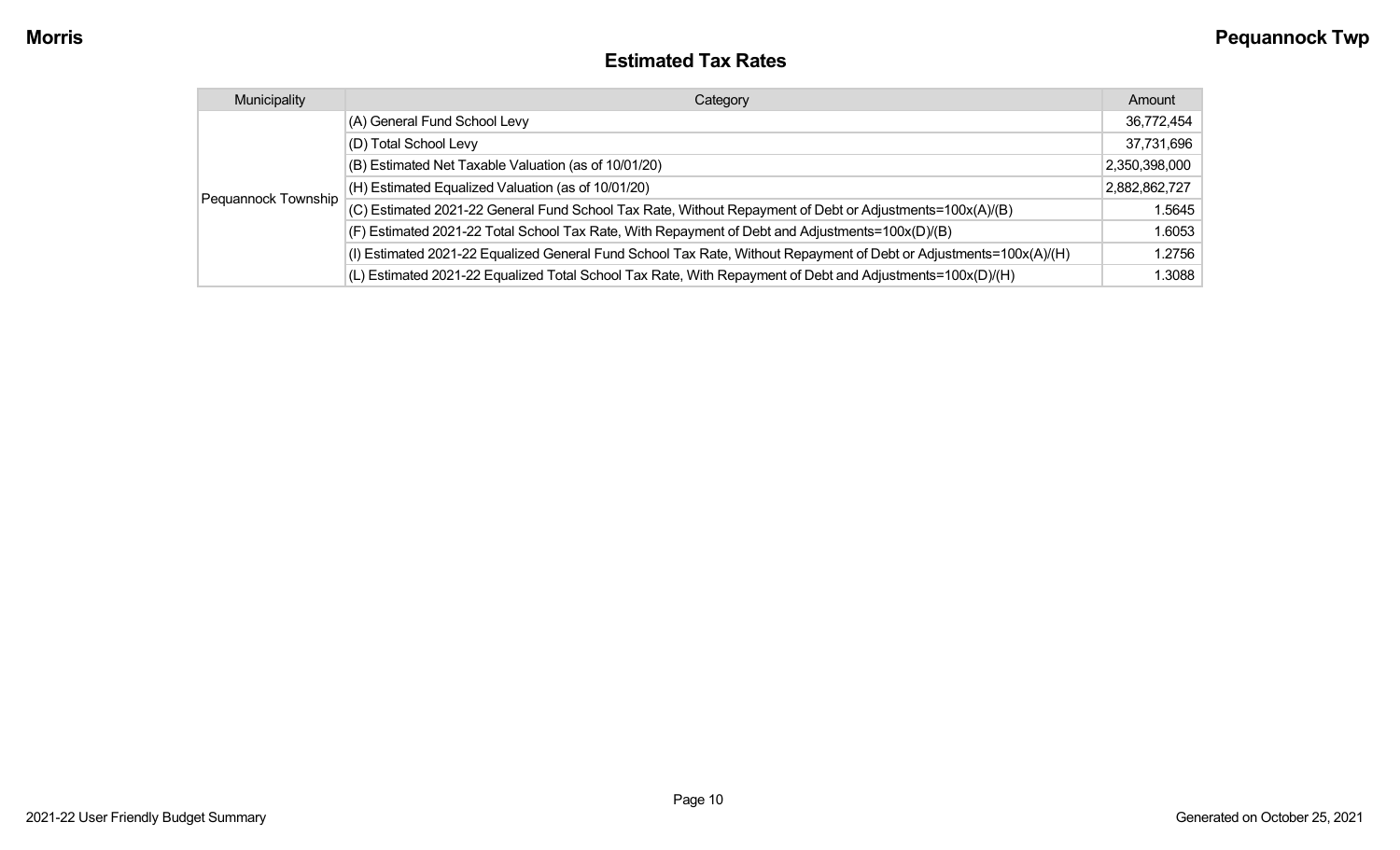## Estimated Tax Rates

| Municipality | Category | Amount |
|---|---|---|
| Pequannock Township | (A) General Fund School Levy | 36,772,454 |
| | (D) Total School Levy | 37,731,696 |
| | (B) Estimated Net Taxable Valuation (as of 10/01/20) | 2,350,398,000 |
| | (H) Estimated Equalized Valuation (as of 10/01/20) | 2,882,862,727 |
| | (C) Estimated 2021-22 General Fund School Tax Rate, Without Repayment of Debt or Adjustments=100x(A)/(B) | 1.5645 |
| | (F) Estimated 2021-22 Total School Tax Rate, With Repayment of Debt and Adjustments=100x(D)/(B) | 1.6053 |
| | (I) Estimated 2021-22 Equalized General Fund School Tax Rate, Without Repayment of Debt or Adjustments=100x(A)/(H) | 1.2756 |
| | (L) Estimated 2021-22 Equalized Total School Tax Rate, With Repayment of Debt and Adjustments=100x(D)/(H) | 1.3088 |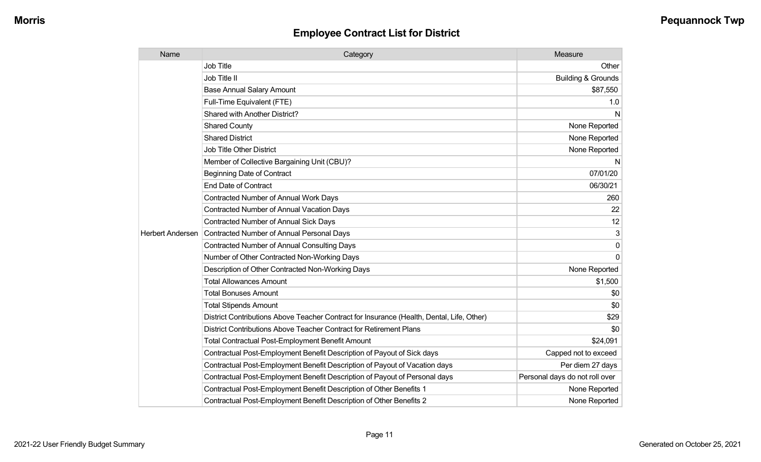## Employee Contract List for District

| Name | Category | Measure |
|---|---|---|
| Herbert Andersen | Job Title | Other |
| | Job Title II | Building & Grounds |
| | Base Annual Salary Amount | $87,550 |
| | Full-Time Equivalent (FTE) | 1.0 |
| | Shared with Another District? | N |
| | Shared County | None Reported |
| | Shared District | None Reported |
| | Job Title Other District | None Reported |
| | Member of Collective Bargaining Unit (CBU)? | N |
| | Beginning Date of Contract | 07/01/20 |
| | End Date of Contract | 06/30/21 |
| | Contracted Number of Annual Work Days | 260 |
| | Contracted Number of Annual Vacation Days | 22 |
| | Contracted Number of Annual Sick Days | 12 |
| | Contracted Number of Annual Personal Days | 3 |
| | Contracted Number of Annual Consulting Days | 0 |
| | Number of Other Contracted Non-Working Days | 0 |
| | Description of Other Contracted Non-Working Days | None Reported |
| | Total Allowances Amount | $1,500 |
| | Total Bonuses Amount | $0 |
| | Total Stipends Amount | $0 |
| | District Contributions Above Teacher Contract for Insurance (Health, Dental, Life, Other) | $29 |
| | District Contributions Above Teacher Contract for Retirement Plans | $0 |
| | Total Contractual Post-Employment Benefit Amount | $24,091 |
| | Contractual Post-Employment Benefit Description of Payout of Sick days | Capped not to exceed |
| | Contractual Post-Employment Benefit Description of Payout of Vacation days | Per diem 27 days |
| | Contractual Post-Employment Benefit Description of Payout of Personal days | Personal days do not roll over |
| | Contractual Post-Employment Benefit Description of Other Benefits 1 | None Reported |
| | Contractual Post-Employment Benefit Description of Other Benefits 2 | None Reported |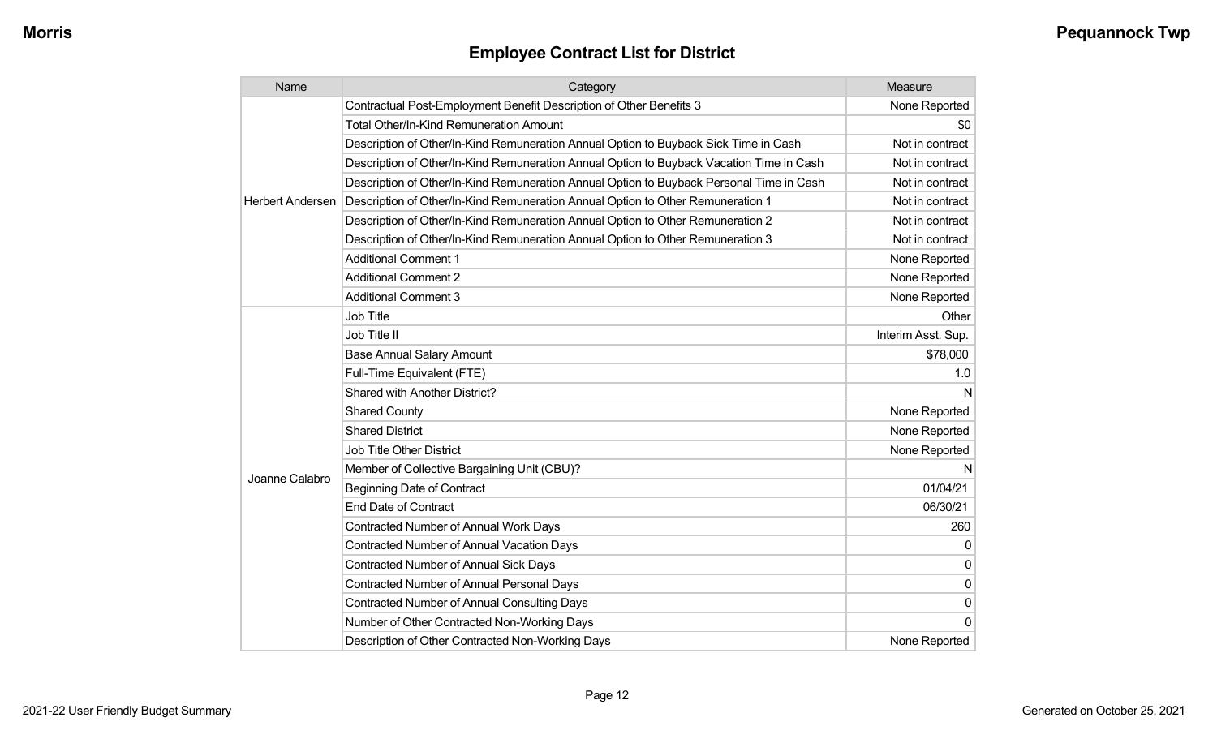## Employee Contract List for District

| Name | Category | Measure |
| --- | --- | --- |
| Herbert Andersen | Contractual Post-Employment Benefit Description of Other Benefits 3 | None Reported |
| | Total Other/In-Kind Remuneration Amount | $0 |
| | Description of Other/In-Kind Remuneration Annual Option to Buyback Sick Time in Cash | Not in contract |
| | Description of Other/In-Kind Remuneration Annual Option to Buyback Vacation Time in Cash | Not in contract |
| | Description of Other/In-Kind Remuneration Annual Option to Buyback Personal Time in Cash | Not in contract |
| | Description of Other/In-Kind Remuneration Annual Option to Other Remuneration 1 | Not in contract |
| | Description of Other/In-Kind Remuneration Annual Option to Other Remuneration 2 | Not in contract |
| | Description of Other/In-Kind Remuneration Annual Option to Other Remuneration 3 | Not in contract |
| | Additional Comment 1 | None Reported |
| | Additional Comment 2 | None Reported |
| | Additional Comment 3 | None Reported |
| Joanne Calabro | Job Title | Other |
| | Job Title II | Interim Asst. Sup. |
| | Base Annual Salary Amount | $78,000 |
| | Full-Time Equivalent (FTE) | 1.0 |
| | Shared with Another District? | N |
| | Shared County | None Reported |
| | Shared District | None Reported |
| | Job Title Other District | None Reported |
| | Member of Collective Bargaining Unit (CBU)? | N |
| | Beginning Date of Contract | 01/04/21 |
| | End Date of Contract | 06/30/21 |
| | Contracted Number of Annual Work Days | 260 |
| | Contracted Number of Annual Vacation Days | 0 |
| | Contracted Number of Annual Sick Days | 0 |
| | Contracted Number of Annual Personal Days | 0 |
| | Contracted Number of Annual Consulting Days | 0 |
| | Number of Other Contracted Non-Working Days | 0 |
| | Description of Other Contracted Non-Working Days | None Reported |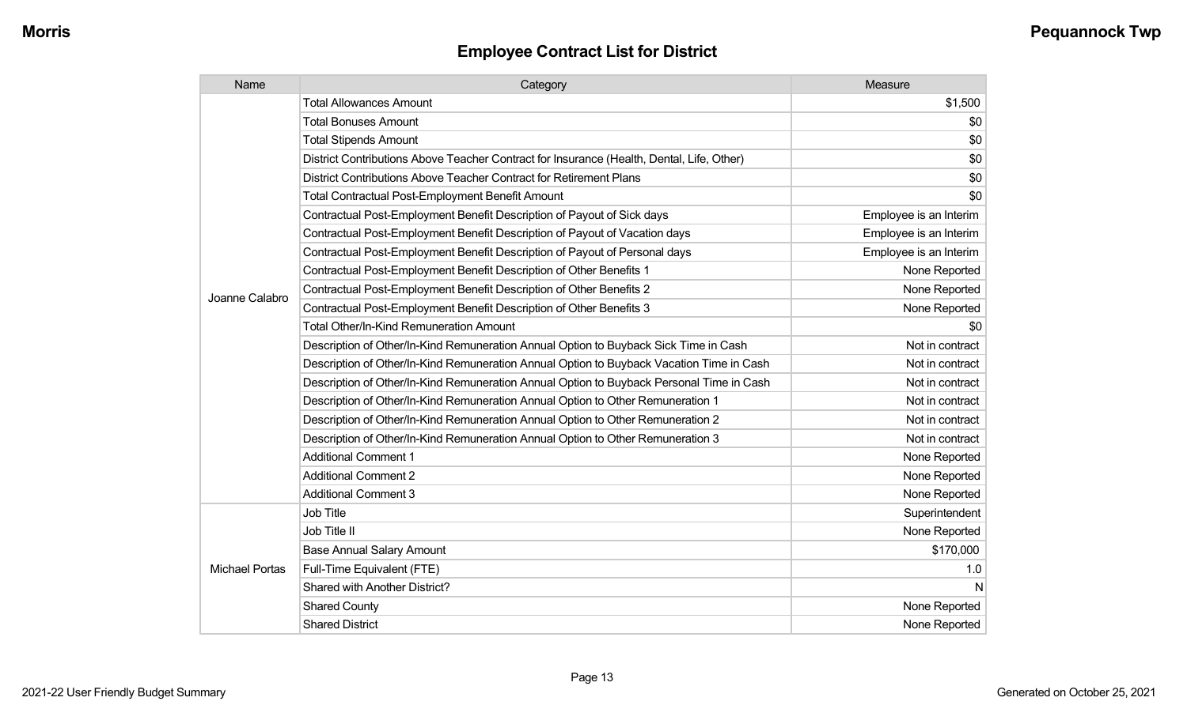## Employee Contract List for District

| Name | Category | Measure |
|---|---|---|
| Joanne Calabro | Total Allowances Amount | $1,500 |
| | Total Bonuses Amount | $0 |
| | Total Stipends Amount | $0 |
| | District Contributions Above Teacher Contract for Insurance (Health, Dental, Life, Other) | $0 |
| | District Contributions Above Teacher Contract for Retirement Plans | $0 |
| | Total Contractual Post-Employment Benefit Amount | $0 |
| | Contractual Post-Employment Benefit Description of Payout of Sick days | Employee is an Interim |
| | Contractual Post-Employment Benefit Description of Payout of Vacation days | Employee is an Interim |
| | Contractual Post-Employment Benefit Description of Payout of Personal days | Employee is an Interim |
| | Contractual Post-Employment Benefit Description of Other Benefits 1 | None Reported |
| | Contractual Post-Employment Benefit Description of Other Benefits 2 | None Reported |
| | Contractual Post-Employment Benefit Description of Other Benefits 3 | None Reported |
| | Total Other/In-Kind Remuneration Amount | $0 |
| | Description of Other/In-Kind Remuneration Annual Option to Buyback Sick Time in Cash | Not in contract |
| | Description of Other/In-Kind Remuneration Annual Option to Buyback Vacation Time in Cash | Not in contract |
| | Description of Other/In-Kind Remuneration Annual Option to Buyback Personal Time in Cash | Not in contract |
| | Description of Other/In-Kind Remuneration Annual Option to Other Remuneration 1 | Not in contract |
| | Description of Other/In-Kind Remuneration Annual Option to Other Remuneration 2 | Not in contract |
| | Description of Other/In-Kind Remuneration Annual Option to Other Remuneration 3 | Not in contract |
| | Additional Comment 1 | None Reported |
| | Additional Comment 2 | None Reported |
| | Additional Comment 3 | None Reported |
| Michael Portas | Job Title | Superintendent |
| | Job Title II | None Reported |
| | Base Annual Salary Amount | $170,000 |
| | Full-Time Equivalent (FTE) | 1.0 |
| | Shared with Another District? | N |
| | Shared County | None Reported |
| | Shared District | None Reported |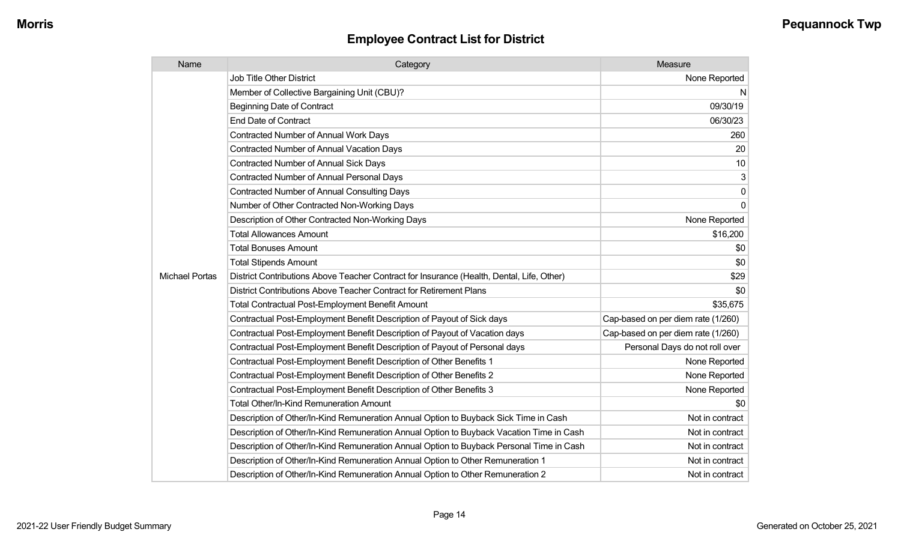## Employee Contract List for District

| Name | Category | Measure |
|---|---|---|
| Michael Portas | Job Title Other District | None Reported |
| | Member of Collective Bargaining Unit (CBU)? | N |
| | Beginning Date of Contract | 09/30/19 |
| | End Date of Contract | 06/30/23 |
| | Contracted Number of Annual Work Days | 260 |
| | Contracted Number of Annual Vacation Days | 20 |
| | Contracted Number of Annual Sick Days | 10 |
| | Contracted Number of Annual Personal Days | 3 |
| | Contracted Number of Annual Consulting Days | 0 |
| | Number of Other Contracted Non-Working Days | 0 |
| | Description of Other Contracted Non-Working Days | None Reported |
| | Total Allowances Amount | $16,200 |
| | Total Bonuses Amount | $0 |
| | Total Stipends Amount | $0 |
| | District Contributions Above Teacher Contract for Insurance (Health, Dental, Life, Other) | $29 |
| | District Contributions Above Teacher Contract for Retirement Plans | $0 |
| | Total Contractual Post-Employment Benefit Amount | $35,675 |
| | Contractual Post-Employment Benefit Description of Payout of Sick days | Cap-based on per diem rate (1/260) |
| | Contractual Post-Employment Benefit Description of Payout of Vacation days | Cap-based on per diem rate (1/260) |
| | Contractual Post-Employment Benefit Description of Payout of Personal days | Personal Days do not roll over |
| | Contractual Post-Employment Benefit Description of Other Benefits 1 | None Reported |
| | Contractual Post-Employment Benefit Description of Other Benefits 2 | None Reported |
| | Contractual Post-Employment Benefit Description of Other Benefits 3 | None Reported |
| | Total Other/In-Kind Remuneration Amount | $0 |
| | Description of Other/In-Kind Remuneration Annual Option to Buyback Sick Time in Cash | Not in contract |
| | Description of Other/In-Kind Remuneration Annual Option to Buyback Vacation Time in Cash | Not in contract |
| | Description of Other/In-Kind Remuneration Annual Option to Buyback Personal Time in Cash | Not in contract |
| | Description of Other/In-Kind Remuneration Annual Option to Other Remuneration 1 | Not in contract |
| | Description of Other/In-Kind Remuneration Annual Option to Other Remuneration 2 | Not in contract |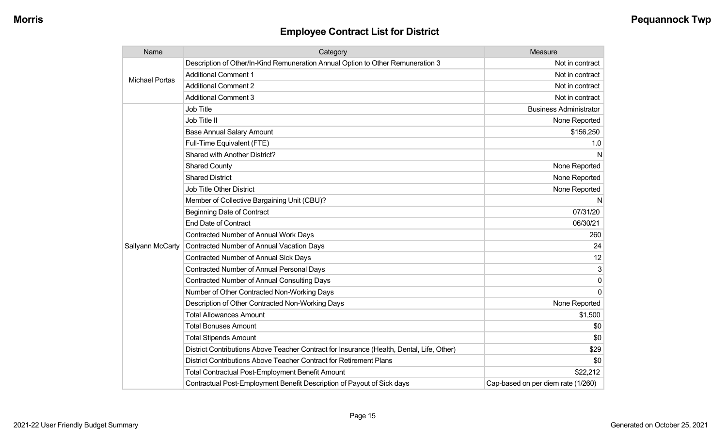## Employee Contract List for District

| Name | Category | Measure |
|---|---|---|
| Michael Portas | Description of Other/In-Kind Remuneration Annual Option to Other Remuneration 3 | Not in contract |
| | Additional Comment 1 | Not in contract |
| | Additional Comment 2 | Not in contract |
| | Additional Comment 3 | Not in contract |
| Sallyann McCarty | Job Title | Business Administrator |
| | Job Title II | None Reported |
| | Base Annual Salary Amount | $156,250 |
| | Full-Time Equivalent (FTE) | 1.0 |
| | Shared with Another District? | N |
| | Shared County | None Reported |
| | Shared District | None Reported |
| | Job Title Other District | None Reported |
| | Member of Collective Bargaining Unit (CBU)? | N |
| | Beginning Date of Contract | 07/31/20 |
| | End Date of Contract | 06/30/21 |
| | Contracted Number of Annual Work Days | 260 |
| | Contracted Number of Annual Vacation Days | 24 |
| | Contracted Number of Annual Sick Days | 12 |
| | Contracted Number of Annual Personal Days | 3 |
| | Contracted Number of Annual Consulting Days | 0 |
| | Number of Other Contracted Non-Working Days | 0 |
| | Description of Other Contracted Non-Working Days | None Reported |
| | Total Allowances Amount | $1,500 |
| | Total Bonuses Amount | $0 |
| | Total Stipends Amount | $0 |
| | District Contributions Above Teacher Contract for Insurance (Health, Dental, Life, Other) | $29 |
| | District Contributions Above Teacher Contract for Retirement Plans | $0 |
| | Total Contractual Post-Employment Benefit Amount | $22,212 |
| | Contractual Post-Employment Benefit Description of Payout of Sick days | Cap-based on per diem rate (1/260) |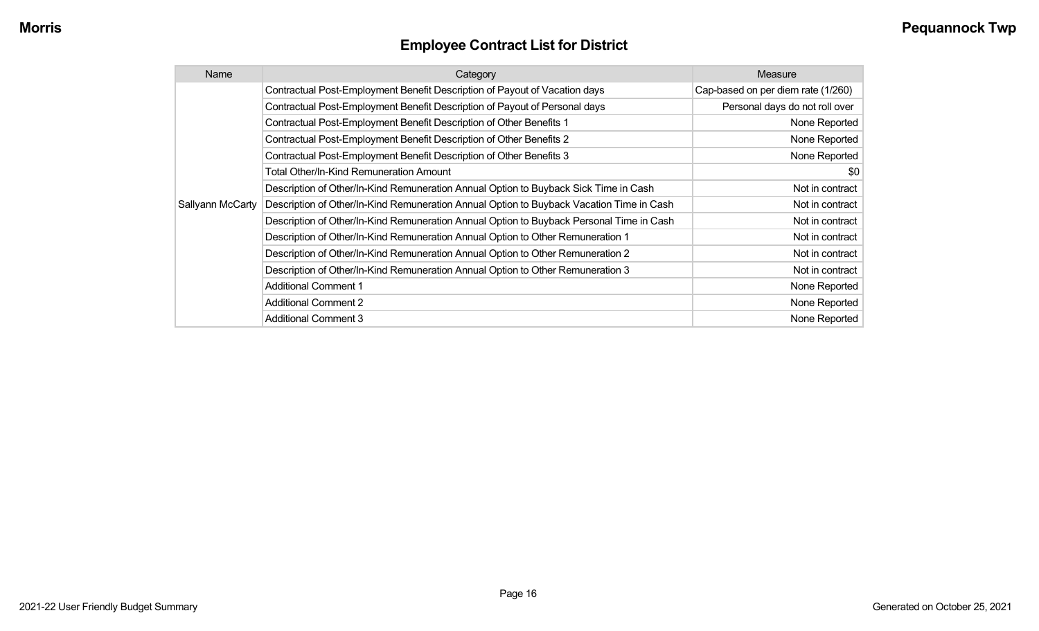## Employee Contract List for District

| Name | Category | Measure |
|---|---|---|
| Sallyann McCarty | Contractual Post-Employment Benefit Description of Payout of Vacation days | Cap-based on per diem rate (1/260) |
| | Contractual Post-Employment Benefit Description of Payout of Personal days | Personal days do not roll over |
| | Contractual Post-Employment Benefit Description of Other Benefits 1 | None Reported |
| | Contractual Post-Employment Benefit Description of Other Benefits 2 | None Reported |
| | Contractual Post-Employment Benefit Description of Other Benefits 3 | None Reported |
| | Total Other/In-Kind Remuneration Amount | $0 |
| | Description of Other/In-Kind Remuneration Annual Option to Buyback Sick Time in Cash | Not in contract |
| | Description of Other/In-Kind Remuneration Annual Option to Buyback Vacation Time in Cash | Not in contract |
| | Description of Other/In-Kind Remuneration Annual Option to Buyback Personal Time in Cash | Not in contract |
| | Description of Other/In-Kind Remuneration Annual Option to Other Remuneration 1 | Not in contract |
| | Description of Other/In-Kind Remuneration Annual Option to Other Remuneration 2 | Not in contract |
| | Description of Other/In-Kind Remuneration Annual Option to Other Remuneration 3 | Not in contract |
| | Additional Comment 1 | None Reported |
| | Additional Comment 2 | None Reported |
| | Additional Comment 3 | None Reported |